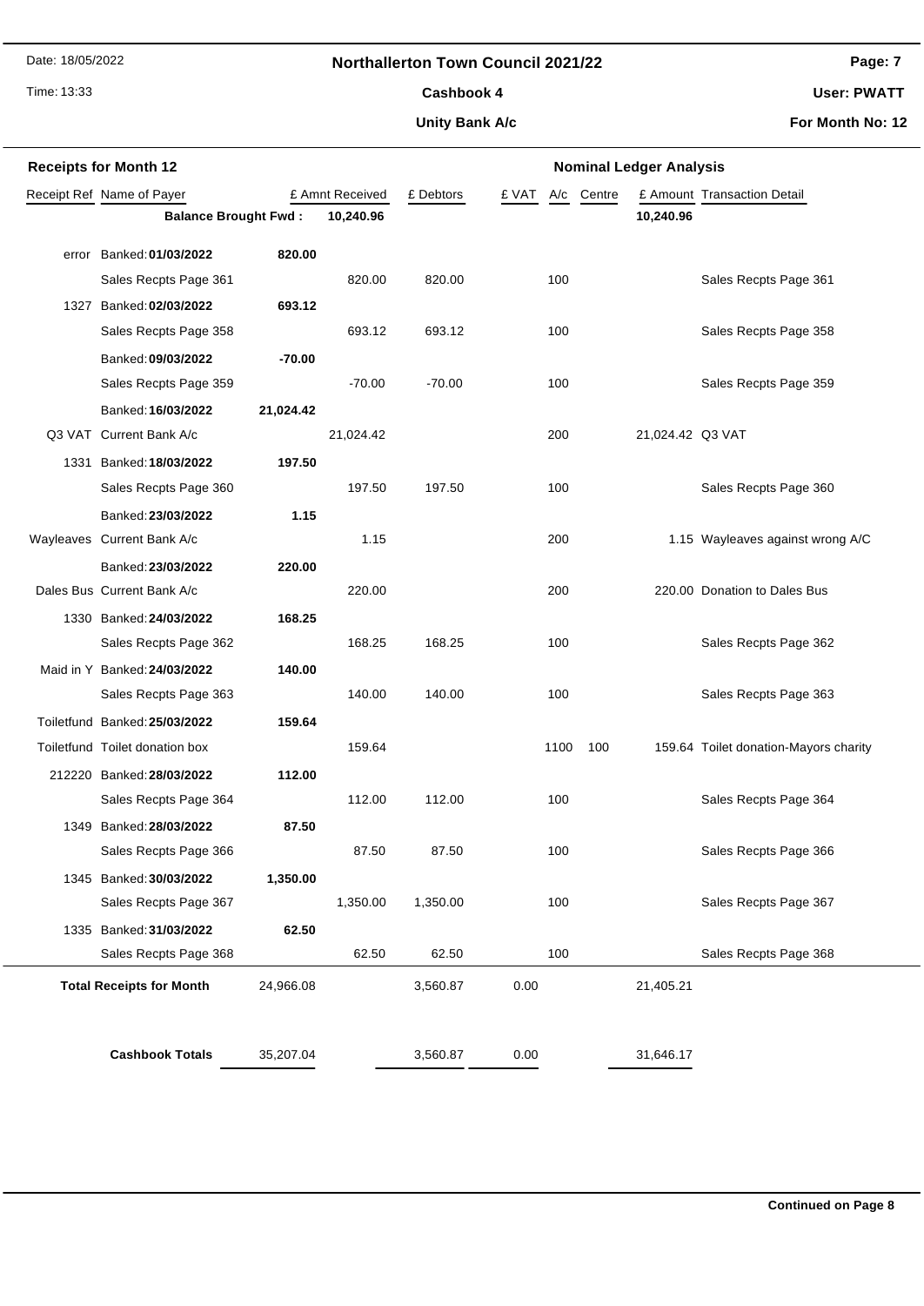Date: 18/05/2022

Time: 13:33

# Northallerton Town Council 2021/22

## Cashbook 4

## Unity Bank A/c

**User: PWATT**

**For Month No: 12**

**Receipts for Month 12** | **Nominal Ledger Analysis**

| Receipt Ref | Name of Payer | | £ Amnt Received | £ Debtors | £ VAT | A/c | Centre | £ Amount | Transaction Detail |
|---|---|---|---|---|---|---|---|---|---|
| | **Balance Brought Fwd :** | | **10,240.96** | | | | | **10,240.96** | |
| error | Banked: **01/03/2022** | **820.00** | | | | | | | |
| | Sales Recpts Page 361 | | 820.00 | 820.00 | | 100 | | | Sales Recpts Page 361 |
| 1327 | Banked: **02/03/2022** | **693.12** | | | | | | | |
| | Sales Recpts Page 358 | | 693.12 | 693.12 | | 100 | | | Sales Recpts Page 358 |
| | Banked: **09/03/2022** | **-70.00** | | | | | | | |
| | Sales Recpts Page 359 | | -70.00 | -70.00 | | 100 | | | Sales Recpts Page 359 |
| | Banked: **16/03/2022** | **21,024.42** | | | | | | | |
| Q3 VAT | Current Bank A/c | | 21,024.42 | | | 200 | | 21,024.42 | Q3 VAT |
| 1331 | Banked: **18/03/2022** | **197.50** | | | | | | | |
| | Sales Recpts Page 360 | | 197.50 | 197.50 | | 100 | | | Sales Recpts Page 360 |
| | Banked: **23/03/2022** | **1.15** | | | | | | | |
| Wayleaves | Current Bank A/c | | 1.15 | | | 200 | | 1.15 | Wayleaves against wrong A/C |
| | Banked: **23/03/2022** | **220.00** | | | | | | | |
| Dales Bus | Current Bank A/c | | 220.00 | | | 200 | | 220.00 | Donation to Dales Bus |
| 1330 | Banked: **24/03/2022** | **168.25** | | | | | | | |
| | Sales Recpts Page 362 | | 168.25 | 168.25 | | 100 | | | Sales Recpts Page 362 |
| Maid in Y | Banked: **24/03/2022** | **140.00** | | | | | | | |
| | Sales Recpts Page 363 | | 140.00 | 140.00 | | 100 | | | Sales Recpts Page 363 |
| Toiletfund | Banked: **25/03/2022** | **159.64** | | | | | | | |
| Toiletfund | Toilet donation box | | 159.64 | | | 1100 | 100 | 159.64 | Toilet donation-Mayors charity |
| 212220 | Banked: **28/03/2022** | **112.00** | | | | | | | |
| | Sales Recpts Page 364 | | 112.00 | 112.00 | | 100 | | | Sales Recpts Page 364 |
| 1349 | Banked: **28/03/2022** | **87.50** | | | | | | | |
| | Sales Recpts Page 366 | | 87.50 | 87.50 | | 100 | | | Sales Recpts Page 366 |
| 1345 | Banked: **30/03/2022** | **1,350.00** | | | | | | | |
| | Sales Recpts Page 367 | | 1,350.00 | 1,350.00 | | 100 | | | Sales Recpts Page 367 |
| 1335 | Banked: **31/03/2022** | **62.50** | | | | | | | |
| | Sales Recpts Page 368 | | 62.50 | 62.50 | | 100 | | | Sales Recpts Page 368 |
| | **Total Receipts for Month** | 24,966.08 | | 3,560.87 | 0.00 | | | 21,405.21 | |
| | **Cashbook Totals** | 35,207.04 | | 3,560.87 | 0.00 | | | 31,646.17 | |

**Continued on Page 8**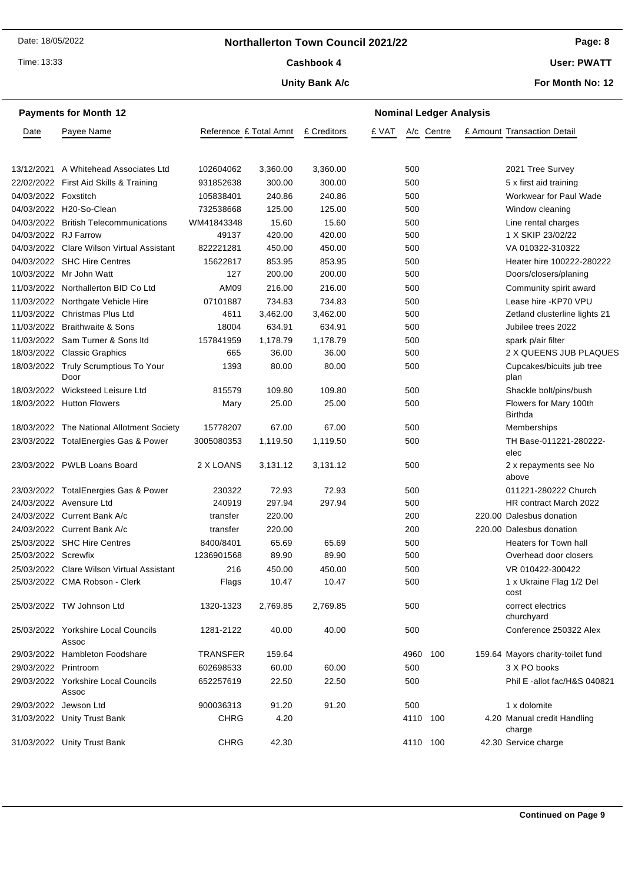Date: 18/05/2022

Time: 13:33

# Northallerton Town Council 2021/22

**Cashbook 4**

**Unity Bank A/c**

**User: PWATT**

**For Month No: 12**

**Payments for Month 12** — **Nominal Ledger Analysis**

| Date | Payee Name | Reference | £ Total Amnt | £ Creditors | £ VAT | A/c | Centre | £ Amount | Transaction Detail |
|---|---|---|---|---|---|---|---|---|---|
| 13/12/2021 | A Whitehead Associates Ltd | 102604062 | 3,360.00 | 3,360.00 | | 500 | | | 2021 Tree Survey |
| 22/02/2022 | First Aid Skills & Training | 931852638 | 300.00 | 300.00 | | 500 | | | 5 x first aid training |
| 04/03/2022 | Foxstitch | 105838401 | 240.86 | 240.86 | | 500 | | | Workwear for Paul Wade |
| 04/03/2022 | H20-So-Clean | 732538668 | 125.00 | 125.00 | | 500 | | | Window cleaning |
| 04/03/2022 | British Telecommunications | WM41843348 | 15.60 | 15.60 | | 500 | | | Line rental charges |
| 04/03/2022 | RJ Farrow | 49137 | 420.00 | 420.00 | | 500 | | | 1 X SKIP 23/02/22 |
| 04/03/2022 | Clare Wilson Virtual Assistant | 822221281 | 450.00 | 450.00 | | 500 | | | VA 010322-310322 |
| 04/03/2022 | SHC Hire Centres | 15622817 | 853.95 | 853.95 | | 500 | | | Heater hire 100222-280222 |
| 10/03/2022 | Mr John Watt | 127 | 200.00 | 200.00 | | 500 | | | Doors/closers/planing |
| 11/03/2022 | Northallerton BID Co Ltd | AM09 | 216.00 | 216.00 | | 500 | | | Community spirit award |
| 11/03/2022 | Northgate Vehicle Hire | 07101887 | 734.83 | 734.83 | | 500 | | | Lease hire -KP70 VPU |
| 11/03/2022 | Christmas Plus Ltd | 4611 | 3,462.00 | 3,462.00 | | 500 | | | Zetland clusterline lights 21 |
| 11/03/2022 | Braithwaite & Sons | 18004 | 634.91 | 634.91 | | 500 | | | Jubilee trees 2022 |
| 11/03/2022 | Sam Turner & Sons ltd | 157841959 | 1,178.79 | 1,178.79 | | 500 | | | spark p/air filter |
| 18/03/2022 | Classic Graphics | 665 | 36.00 | 36.00 | | 500 | | | 2 X QUEENS JUB PLAQUES |
| 18/03/2022 | Truly Scrumptious To Your Door | 1393 | 80.00 | 80.00 | | 500 | | | Cupcakes/bicuits jub tree plan |
| 18/03/2022 | Wicksteed Leisure Ltd | 815579 | 109.80 | 109.80 | | 500 | | | Shackle bolt/pins/bush |
| 18/03/2022 | Hutton Flowers | Mary | 25.00 | 25.00 | | 500 | | | Flowers for Mary 100th Birthda |
| 18/03/2022 | The National Allotment Society | 15778207 | 67.00 | 67.00 | | 500 | | | Memberships |
| 23/03/2022 | TotalEnergies Gas & Power | 3005080353 | 1,119.50 | 1,119.50 | | 500 | | | TH Base-011221-280222-elec |
| 23/03/2022 | PWLB Loans Board | 2 X LOANS | 3,131.12 | 3,131.12 | | 500 | | | 2 x repayments see No above |
| 23/03/2022 | TotalEnergies Gas & Power | 230322 | 72.93 | 72.93 | | 500 | | | 011221-280222 Church |
| 24/03/2022 | Avensure Ltd | 240919 | 297.94 | 297.94 | | 500 | | | HR contract March 2022 |
| 24/03/2022 | Current Bank A/c | transfer | 220.00 | | | 200 | | 220.00 | Dalesbus donation |
| 24/03/2022 | Current Bank A/c | transfer | 220.00 | | | 200 | | 220.00 | Dalesbus donation |
| 25/03/2022 | SHC Hire Centres | 8400/8401 | 65.69 | 65.69 | | 500 | | | Heaters for Town hall |
| 25/03/2022 | Screwfix | 1236901568 | 89.90 | 89.90 | | 500 | | | Overhead door closers |
| 25/03/2022 | Clare Wilson Virtual Assistant | 216 | 450.00 | 450.00 | | 500 | | | VR 010422-300422 |
| 25/03/2022 | CMA Robson - Clerk | Flags | 10.47 | 10.47 | | 500 | | | 1 x Ukraine Flag 1/2 Del cost |
| 25/03/2022 | TW Johnson Ltd | 1320-1323 | 2,769.85 | 2,769.85 | | 500 | | | correct electrics churchyard |
| 25/03/2022 | Yorkshire Local Councils Assoc | 1281-2122 | 40.00 | 40.00 | | 500 | | | Conference 250322 Alex |
| 29/03/2022 | Hambleton Foodshare | TRANSFER | 159.64 | | | 4960 | 100 | 159.64 | Mayors charity-toilet fund |
| 29/03/2022 | Printroom | 602698533 | 60.00 | 60.00 | | 500 | | | 3 X PO books |
| 29/03/2022 | Yorkshire Local Councils Assoc | 652257619 | 22.50 | 22.50 | | 500 | | | Phil E -allot fac/H&S 040821 |
| 29/03/2022 | Jewson Ltd | 900036313 | 91.20 | 91.20 | | 500 | | | 1 x dolomite |
| 31/03/2022 | Unity Trust Bank | CHRG | 4.20 | | | 4110 | 100 | 4.20 | Manual credit Handling charge |
| 31/03/2022 | Unity Trust Bank | CHRG | 42.30 | | | 4110 | 100 | 42.30 | Service charge |

**Continued on Page 9**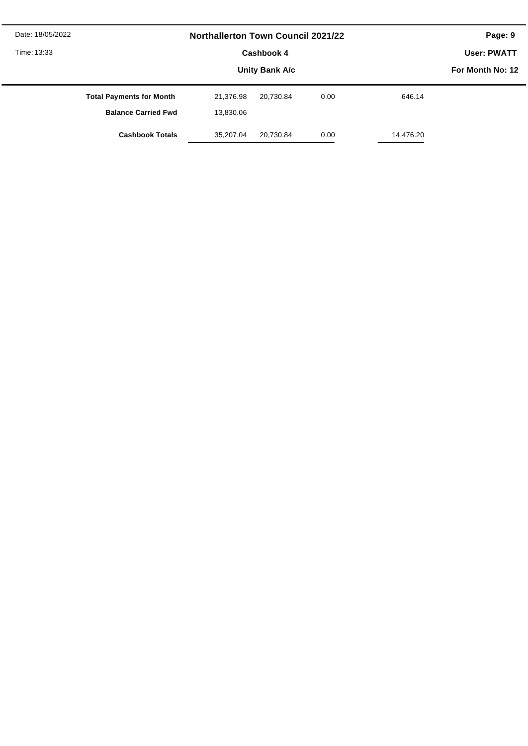| | | | | |
|---|---|---|---|---|
| **Total Payments for Month** | 21,376.98 | 20,730.84 | 0.00 | 646.14 |
| **Balance Carried Fwd** | 13,830.06 | | | |
| **Cashbook Totals** | 35,207.04 | 20,730.84 | 0.00 | 14,476.20 |